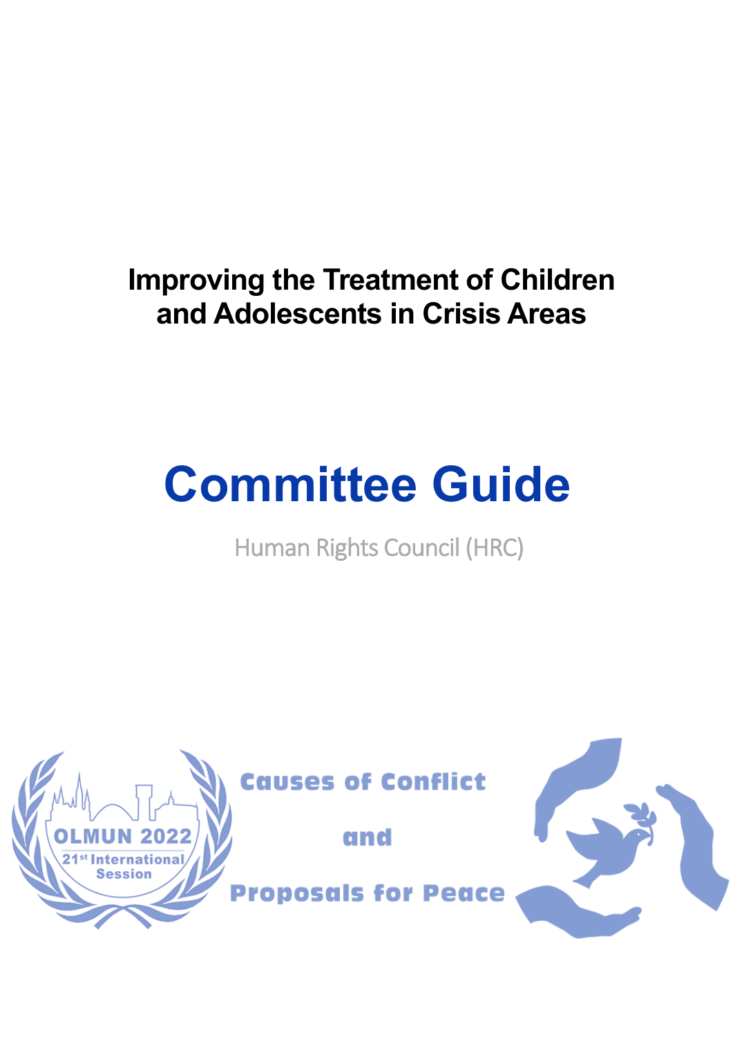# Improving the Treatment of Children and Adolescents in Crisis Areas

# Committee Guide

Human Rights Council (HRC)

OLMUN 2022

21st International Session

Causes of Conflict

and

Proposals for Peace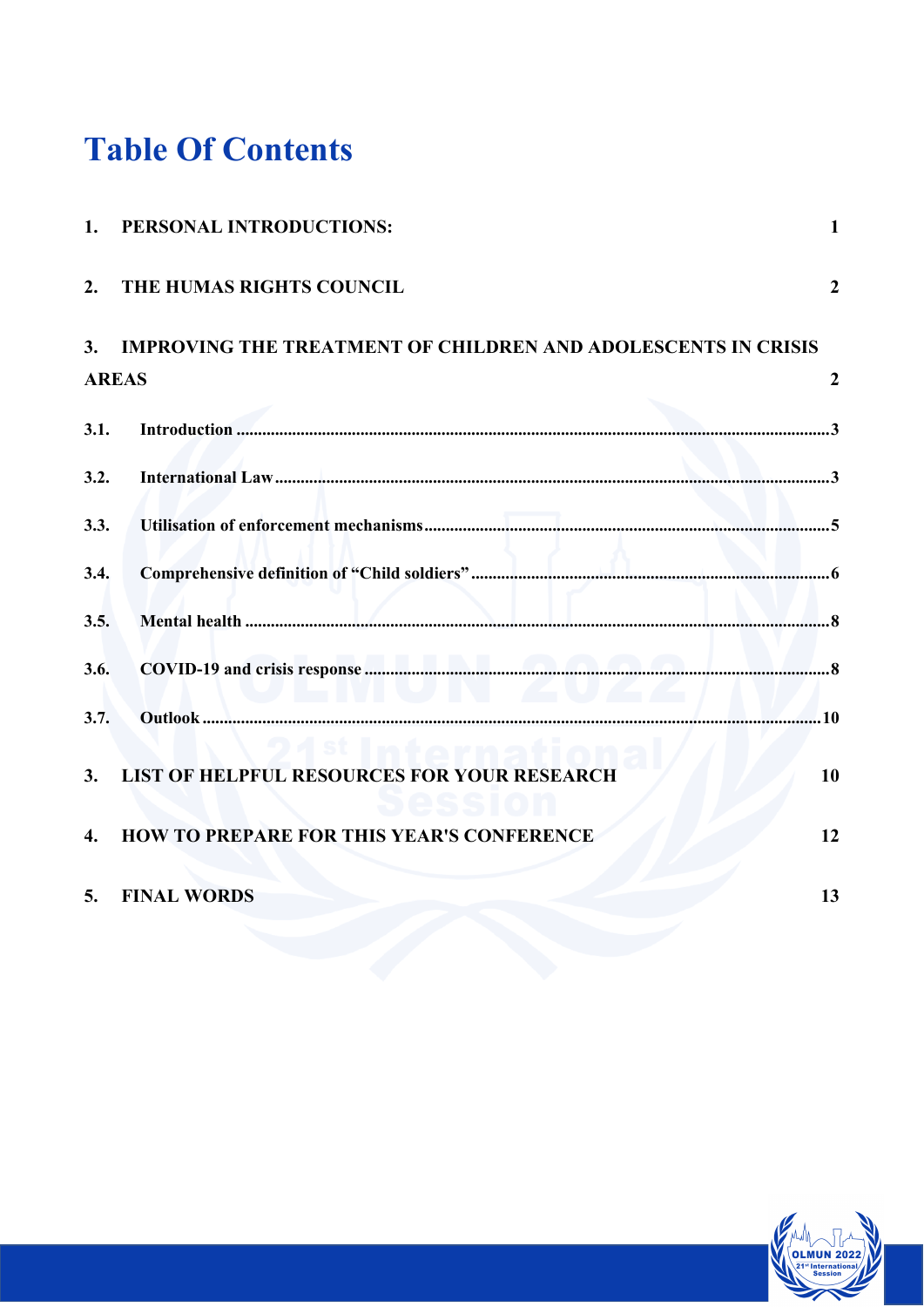# Table Of Contents

1. PERSONAL INTRODUCTIONS: 1

2. THE HUMAS RIGHTS COUNCIL 2

3. IMPROVING THE TREATMENT OF CHILDREN AND ADOLESCENTS IN CRISIS AREAS 2

3.1. Introduction ........ 3

3.2. International Law ........ 3

3.3. Utilisation of enforcement mechanisms ........ 5

3.4. Comprehensive definition of “Child soldiers” ........ 6

3.5. Mental health ........ 8

3.6. COVID-19 and crisis response ........ 8

3.7. Outlook ........ 10

3. LIST OF HELPFUL RESOURCES FOR YOUR RESEARCH 10

4. HOW TO PREPARE FOR THIS YEAR'S CONFERENCE 12

5. FINAL WORDS 13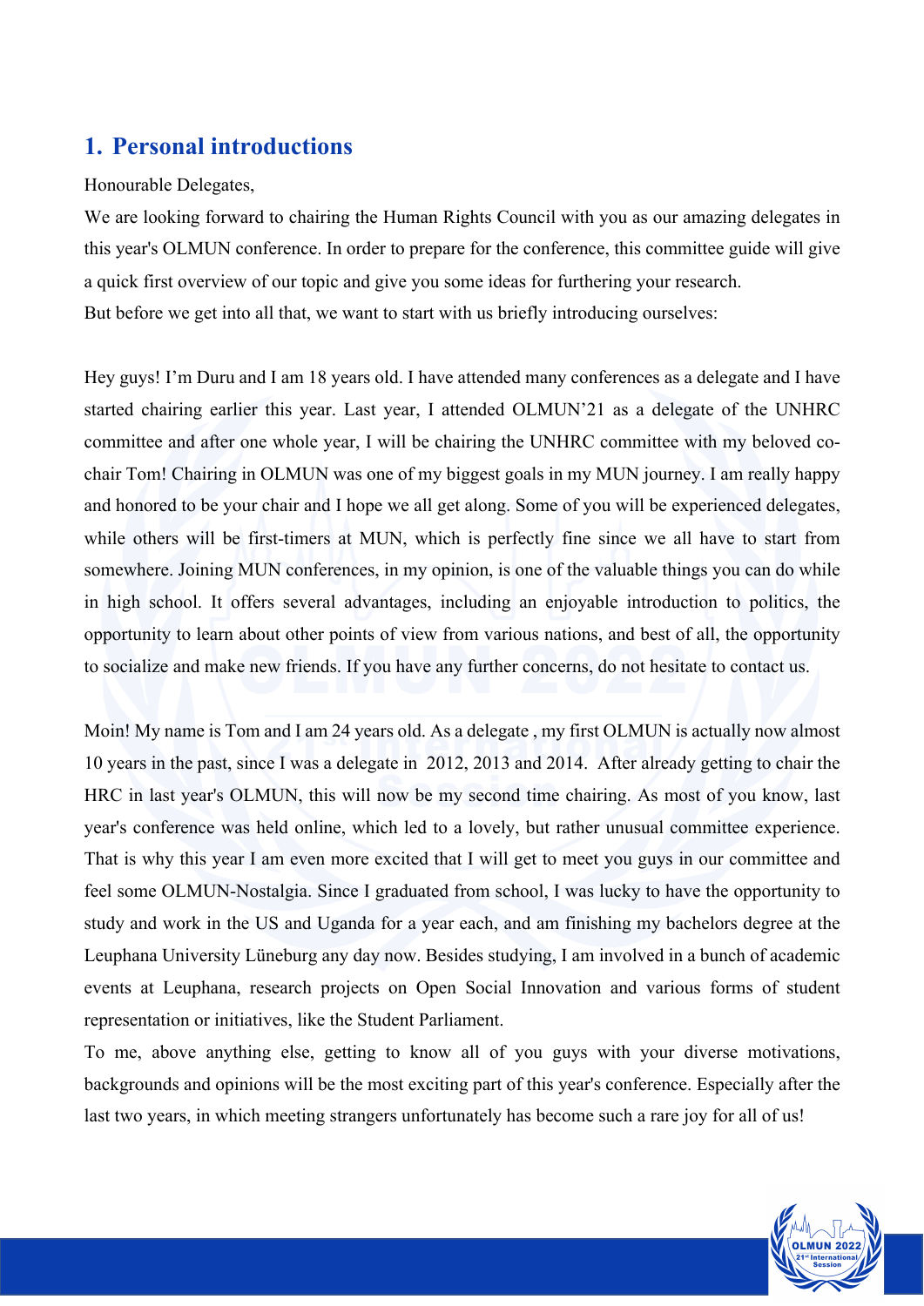## 1. Personal introductions

Honourable Delegates,

We are looking forward to chairing the Human Rights Council with you as our amazing delegates in this year's OLMUN conference. In order to prepare for the conference, this committee guide will give a quick first overview of our topic and give you some ideas for furthering your research.

But before we get into all that, we want to start with us briefly introducing ourselves:

Hey guys! I'm Duru and I am 18 years old. I have attended many conferences as a delegate and I have started chairing earlier this year. Last year, I attended OLMUN'21 as a delegate of the UNHRC committee and after one whole year, I will be chairing the UNHRC committee with my beloved co-chair Tom! Chairing in OLMUN was one of my biggest goals in my MUN journey. I am really happy and honored to be your chair and I hope we all get along. Some of you will be experienced delegates, while others will be first-timers at MUN, which is perfectly fine since we all have to start from somewhere. Joining MUN conferences, in my opinion, is one of the valuable things you can do while in high school. It offers several advantages, including an enjoyable introduction to politics, the opportunity to learn about other points of view from various nations, and best of all, the opportunity to socialize and make new friends. If you have any further concerns, do not hesitate to contact us.

Moin! My name is Tom and I am 24 years old. As a delegate , my first OLMUN is actually now almost 10 years in the past, since I was a delegate in 2012, 2013 and 2014. After already getting to chair the HRC in last year's OLMUN, this will now be my second time chairing. As most of you know, last year's conference was held online, which led to a lovely, but rather unusual committee experience. That is why this year I am even more excited that I will get to meet you guys in our committee and feel some OLMUN-Nostalgia. Since I graduated from school, I was lucky to have the opportunity to study and work in the US and Uganda for a year each, and am finishing my bachelors degree at the Leuphana University Lüneburg any day now. Besides studying, I am involved in a bunch of academic events at Leuphana, research projects on Open Social Innovation and various forms of student representation or initiatives, like the Student Parliament.

To me, above anything else, getting to know all of you guys with your diverse motivations, backgrounds and opinions will be the most exciting part of this year's conference. Especially after the last two years, in which meeting strangers unfortunately has become such a rare joy for all of us!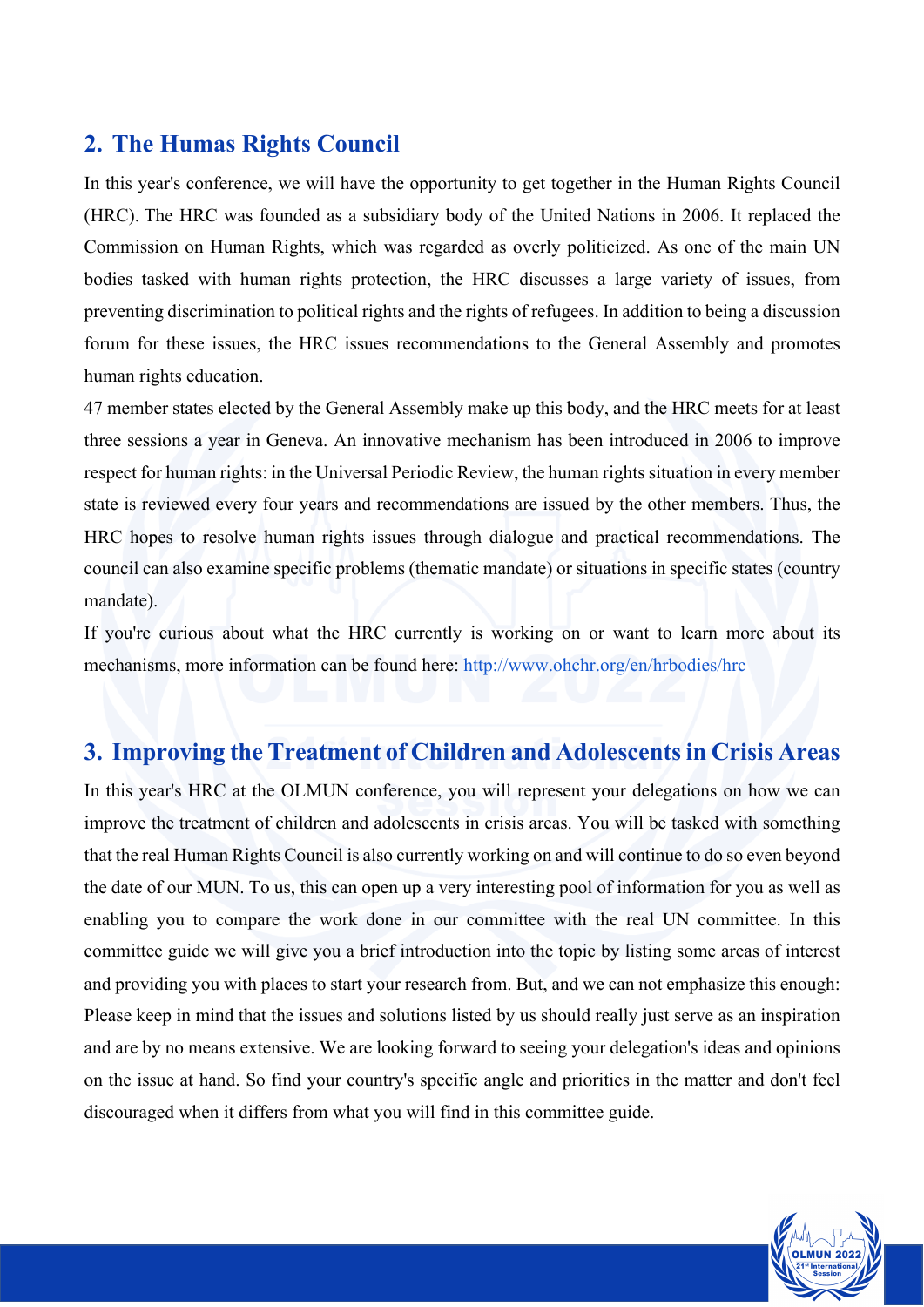## 2. The Humas Rights Council

In this year's conference, we will have the opportunity to get together in the Human Rights Council (HRC). The HRC was founded as a subsidiary body of the United Nations in 2006. It replaced the Commission on Human Rights, which was regarded as overly politicized. As one of the main UN bodies tasked with human rights protection, the HRC discusses a large variety of issues, from preventing discrimination to political rights and the rights of refugees. In addition to being a discussion forum for these issues, the HRC issues recommendations to the General Assembly and promotes human rights education.

47 member states elected by the General Assembly make up this body, and the HRC meets for at least three sessions a year in Geneva. An innovative mechanism has been introduced in 2006 to improve respect for human rights: in the Universal Periodic Review, the human rights situation in every member state is reviewed every four years and recommendations are issued by the other members. Thus, the HRC hopes to resolve human rights issues through dialogue and practical recommendations. The council can also examine specific problems (thematic mandate) or situations in specific states (country mandate).

If you're curious about what the HRC currently is working on or want to learn more about its mechanisms, more information can be found here: [http://www.ohchr.org/en/hrbodies/hrc](http://www.ohchr.org/en/hrbodies/hrc)

## 3. Improving the Treatment of Children and Adolescents in Crisis Areas

In this year's HRC at the OLMUN conference, you will represent your delegations on how we can improve the treatment of children and adolescents in crisis areas. You will be tasked with something that the real Human Rights Council is also currently working on and will continue to do so even beyond the date of our MUN. To us, this can open up a very interesting pool of information for you as well as enabling you to compare the work done in our committee with the real UN committee. In this committee guide we will give you a brief introduction into the topic by listing some areas of interest and providing you with places to start your research from. But, and we can not emphasize this enough: Please keep in mind that the issues and solutions listed by us should really just serve as an inspiration and are by no means extensive. We are looking forward to seeing your delegation's ideas and opinions on the issue at hand. So find your country's specific angle and priorities in the matter and don't feel discouraged when it differs from what you will find in this committee guide.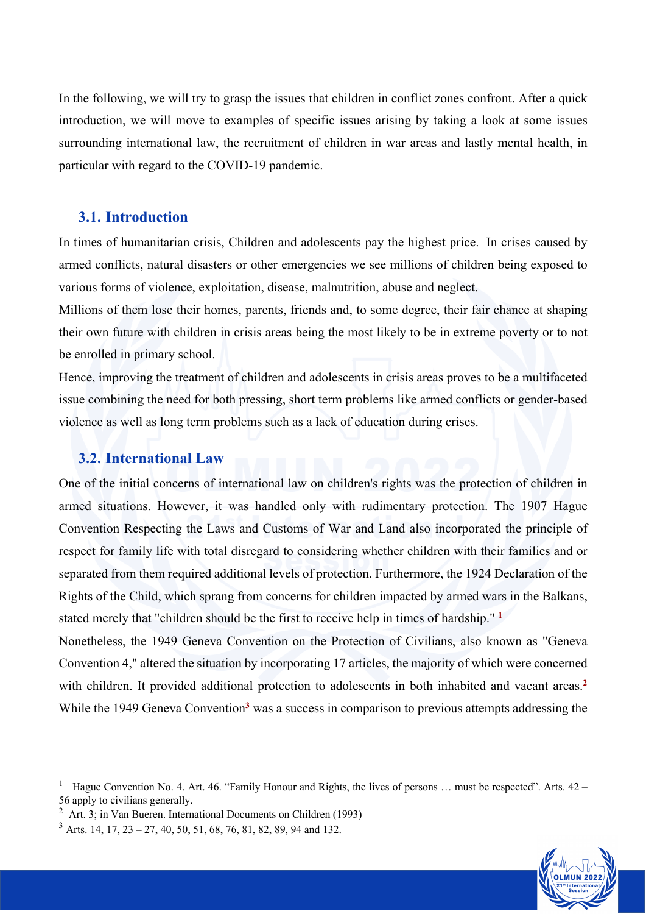In the following, we will try to grasp the issues that children in conflict zones confront. After a quick introduction, we will move to examples of specific issues arising by taking a look at some issues surrounding international law, the recruitment of children in war areas and lastly mental health, in particular with regard to the COVID-19 pandemic.

## 3.1. Introduction

In times of humanitarian crisis, Children and adolescents pay the highest price. In crises caused by armed conflicts, natural disasters or other emergencies we see millions of children being exposed to various forms of violence, exploitation, disease, malnutrition, abuse and neglect.

Millions of them lose their homes, parents, friends and, to some degree, their fair chance at shaping their own future with children in crisis areas being the most likely to be in extreme poverty or to not be enrolled in primary school.

Hence, improving the treatment of children and adolescents in crisis areas proves to be a multifaceted issue combining the need for both pressing, short term problems like armed conflicts or gender-based violence as well as long term problems such as a lack of education during crises.

## 3.2. International Law

One of the initial concerns of international law on children's rights was the protection of children in armed situations. However, it was handled only with rudimentary protection. The 1907 Hague Convention Respecting the Laws and Customs of War and Land also incorporated the principle of respect for family life with total disregard to considering whether children with their families and or separated from them required additional levels of protection. Furthermore, the 1924 Declaration of the Rights of the Child, which sprang from concerns for children impacted by armed wars in the Balkans, stated merely that "children should be the first to receive help in times of hardship." [1]

Nonetheless, the 1949 Geneva Convention on the Protection of Civilians, also known as "Geneva Convention 4," altered the situation by incorporating 17 articles, the majority of which were concerned with children. It provided additional protection to adolescents in both inhabited and vacant areas.[2] While the 1949 Geneva Convention[3] was a success in comparison to previous attempts addressing the

---

[1] Hague Convention No. 4. Art. 46. "Family Honour and Rights, the lives of persons … must be respected". Arts. 42 – 56 apply to civilians generally.

[2] Art. 3; in Van Bueren. International Documents on Children (1993)

[3] Arts. 14, 17, 23 – 27, 40, 50, 51, 68, 76, 81, 82, 89, 94 and 132.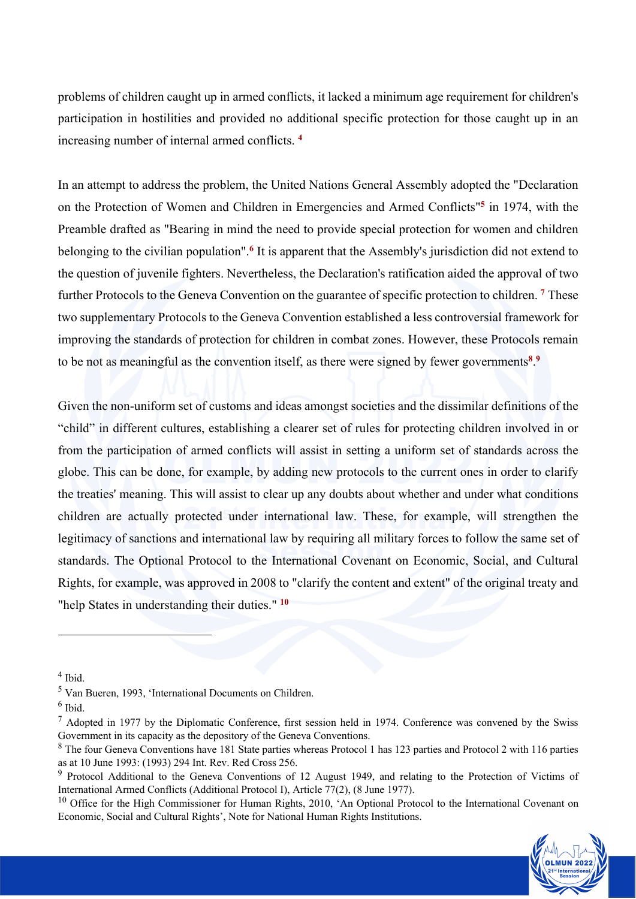problems of children caught up in armed conflicts, it lacked a minimum age requirement for children's participation in hostilities and provided no additional specific protection for those caught up in an increasing number of internal armed conflicts. [4]

In an attempt to address the problem, the United Nations General Assembly adopted the "Declaration on the Protection of Women and Children in Emergencies and Armed Conflicts"[5] in 1974, with the Preamble drafted as "Bearing in mind the need to provide special protection for women and children belonging to the civilian population".[6] It is apparent that the Assembly's jurisdiction did not extend to the question of juvenile fighters. Nevertheless, the Declaration's ratification aided the approval of two further Protocols to the Geneva Convention on the guarantee of specific protection to children. [7] These two supplementary Protocols to the Geneva Convention established a less controversial framework for improving the standards of protection for children in combat zones. However, these Protocols remain to be not as meaningful as the convention itself, as there were signed by fewer governments[8].[9]

Given the non-uniform set of customs and ideas amongst societies and the dissimilar definitions of the "child" in different cultures, establishing a clearer set of rules for protecting children involved in or from the participation of armed conflicts will assist in setting a uniform set of standards across the globe. This can be done, for example, by adding new protocols to the current ones in order to clarify the treaties' meaning. This will assist to clear up any doubts about whether and under what conditions children are actually protected under international law. These, for example, will strengthen the legitimacy of sanctions and international law by requiring all military forces to follow the same set of standards. The Optional Protocol to the International Covenant on Economic, Social, and Cultural Rights, for example, was approved in 2008 to "clarify the content and extent" of the original treaty and "help States in understanding their duties." [10]

---

[4] Ibid.

[5] Van Bueren, 1993, 'International Documents on Children.

[6] Ibid.

[7] Adopted in 1977 by the Diplomatic Conference, first session held in 1974. Conference was convened by the Swiss Government in its capacity as the depository of the Geneva Conventions.

[8] The four Geneva Conventions have 181 State parties whereas Protocol 1 has 123 parties and Protocol 2 with 116 parties as at 10 June 1993: (1993) 294 Int. Rev. Red Cross 256.

[9] Protocol Additional to the Geneva Conventions of 12 August 1949, and relating to the Protection of Victims of International Armed Conflicts (Additional Protocol I), Article 77(2), (8 June 1977).

[10] Office for the High Commissioner for Human Rights, 2010, 'An Optional Protocol to the International Covenant on Economic, Social and Cultural Rights', Note for National Human Rights Institutions.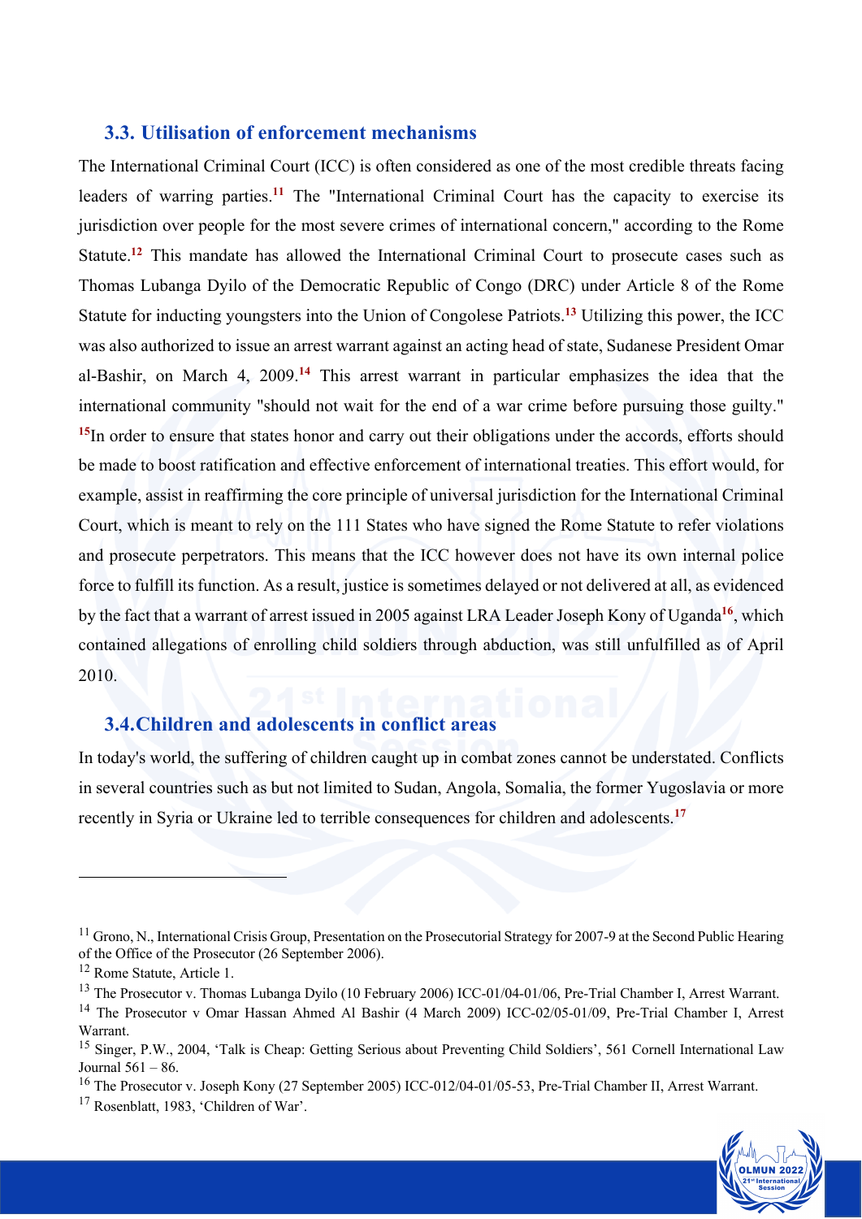### 3.3. Utilisation of enforcement mechanisms

The International Criminal Court (ICC) is often considered as one of the most credible threats facing leaders of warring parties.[11] The "International Criminal Court has the capacity to exercise its jurisdiction over people for the most severe crimes of international concern," according to the Rome Statute.[12] This mandate has allowed the International Criminal Court to prosecute cases such as Thomas Lubanga Dyilo of the Democratic Republic of Congo (DRC) under Article 8 of the Rome Statute for inducting youngsters into the Union of Congolese Patriots.[13] Utilizing this power, the ICC was also authorized to issue an arrest warrant against an acting head of state, Sudanese President Omar al-Bashir, on March 4, 2009.[14] This arrest warrant in particular emphasizes the idea that the international community "should not wait for the end of a war crime before pursuing those guilty." [15]In order to ensure that states honor and carry out their obligations under the accords, efforts should be made to boost ratification and effective enforcement of international treaties. This effort would, for example, assist in reaffirming the core principle of universal jurisdiction for the International Criminal Court, which is meant to rely on the 111 States who have signed the Rome Statute to refer violations and prosecute perpetrators. This means that the ICC however does not have its own internal police force to fulfill its function. As a result, justice is sometimes delayed or not delivered at all, as evidenced by the fact that a warrant of arrest issued in 2005 against LRA Leader Joseph Kony of Uganda[16], which contained allegations of enrolling child soldiers through abduction, was still unfulfilled as of April 2010.

### 3.4.Children and adolescents in conflict areas

In today's world, the suffering of children caught up in combat zones cannot be understated. Conflicts in several countries such as but not limited to Sudan, Angola, Somalia, the former Yugoslavia or more recently in Syria or Ukraine led to terrible consequences for children and adolescents.[17]

---

[11] Grono, N., International Crisis Group, Presentation on the Prosecutorial Strategy for 2007-9 at the Second Public Hearing of the Office of the Prosecutor (26 September 2006).

[12] Rome Statute, Article 1.

[13] The Prosecutor v. Thomas Lubanga Dyilo (10 February 2006) ICC-01/04-01/06, Pre-Trial Chamber I, Arrest Warrant.

[14] The Prosecutor v Omar Hassan Ahmed Al Bashir (4 March 2009) ICC-02/05-01/09, Pre-Trial Chamber I, Arrest Warrant.

[15] Singer, P.W., 2004, 'Talk is Cheap: Getting Serious about Preventing Child Soldiers', 561 Cornell International Law Journal 561 – 86.

[16] The Prosecutor v. Joseph Kony (27 September 2005) ICC-012/04-01/05-53, Pre-Trial Chamber II, Arrest Warrant.

[17] Rosenblatt, 1983, 'Children of War'.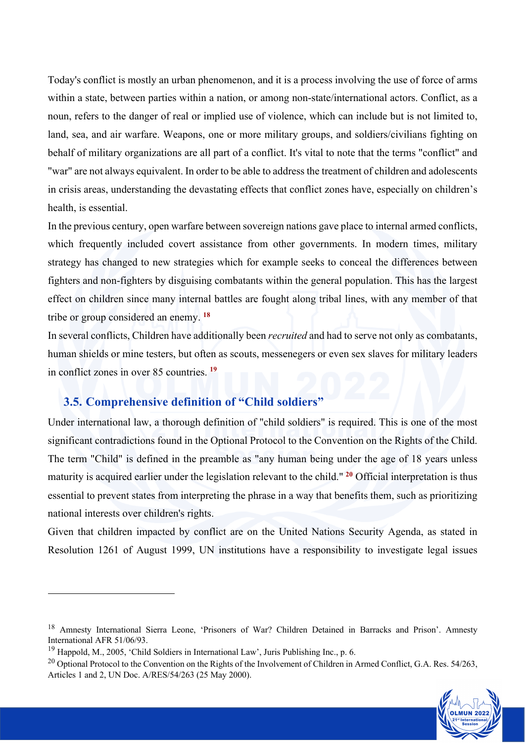Today's conflict is mostly an urban phenomenon, and it is a process involving the use of force of arms within a state, between parties within a nation, or among non-state/international actors. Conflict, as a noun, refers to the danger of real or implied use of violence, which can include but is not limited to, land, sea, and air warfare. Weapons, one or more military groups, and soldiers/civilians fighting on behalf of military organizations are all part of a conflict. It's vital to note that the terms "conflict" and "war" are not always equivalent. In order to be able to address the treatment of children and adolescents in crisis areas, understanding the devastating effects that conflict zones have, especially on children's health, is essential.

In the previous century, open warfare between sovereign nations gave place to internal armed conflicts, which frequently included covert assistance from other governments. In modern times, military strategy has changed to new strategies which for example seeks to conceal the differences between fighters and non-fighters by disguising combatants within the general population. This has the largest effect on children since many internal battles are fought along tribal lines, with any member of that tribe or group considered an enemy. [18]

In several conflicts, Children have additionally been *recruited* and had to serve not only as combatants, human shields or mine testers, but often as scouts, messenegers or even sex slaves for military leaders in conflict zones in over 85 countries. [19]

## 3.5. Comprehensive definition of "Child soldiers"

Under international law, a thorough definition of "child soldiers" is required. This is one of the most significant contradictions found in the Optional Protocol to the Convention on the Rights of the Child. The term "Child" is defined in the preamble as "any human being under the age of 18 years unless maturity is acquired earlier under the legislation relevant to the child." [20] Official interpretation is thus essential to prevent states from interpreting the phrase in a way that benefits them, such as prioritizing national interests over children's rights.

Given that children impacted by conflict are on the United Nations Security Agenda, as stated in Resolution 1261 of August 1999, UN institutions have a responsibility to investigate legal issues

---

[18] Amnesty International Sierra Leone, 'Prisoners of War? Children Detained in Barracks and Prison'. Amnesty International AFR 51/06/93.

[19] Happold, M., 2005, 'Child Soldiers in International Law', Juris Publishing Inc., p. 6.

[20] Optional Protocol to the Convention on the Rights of the Involvement of Children in Armed Conflict, G.A. Res. 54/263, Articles 1 and 2, UN Doc. A/RES/54/263 (25 May 2000).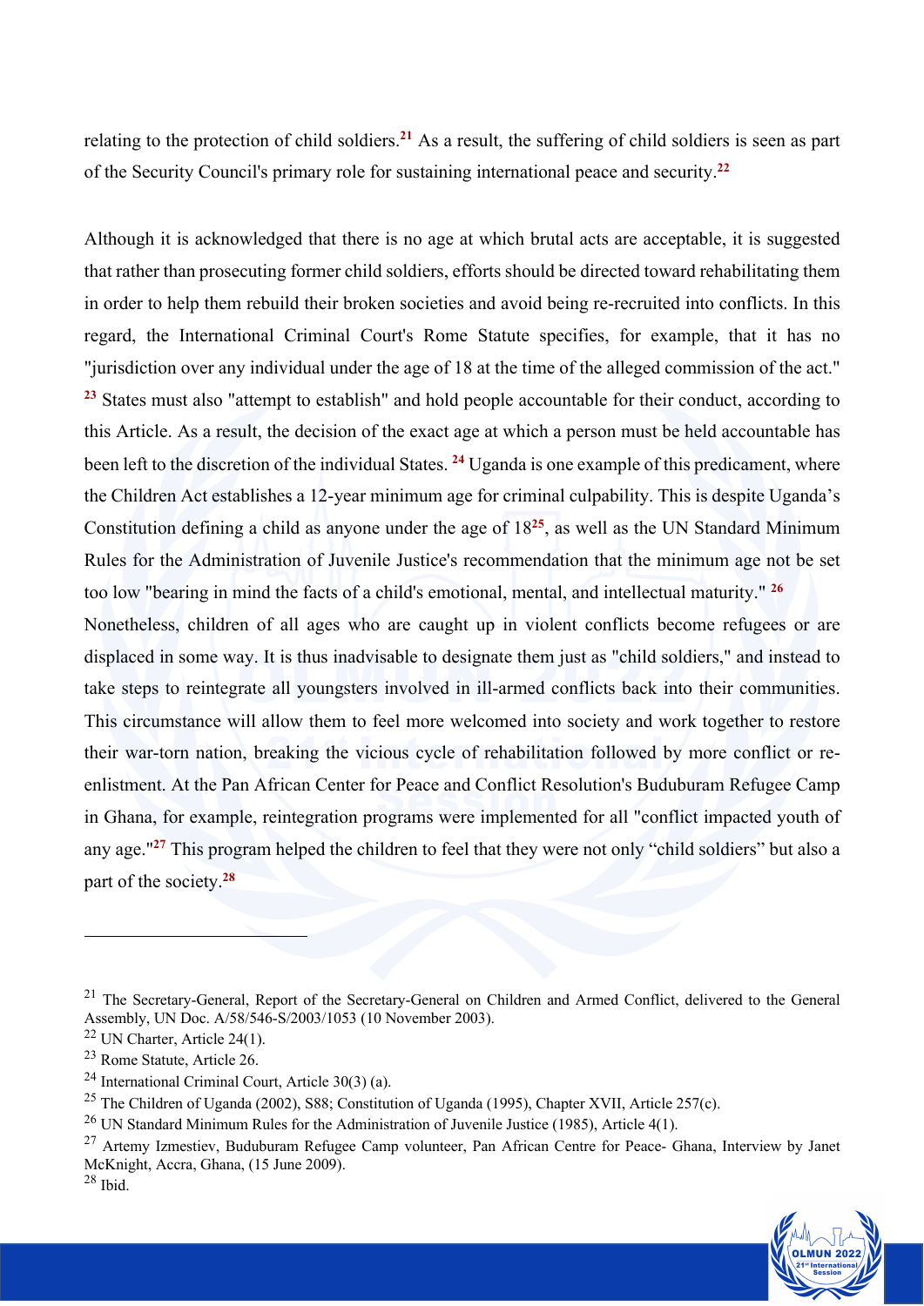relating to the protection of child soldiers.[21] As a result, the suffering of child soldiers is seen as part of the Security Council's primary role for sustaining international peace and security.[22]

Although it is acknowledged that there is no age at which brutal acts are acceptable, it is suggested that rather than prosecuting former child soldiers, efforts should be directed toward rehabilitating them in order to help them rebuild their broken societies and avoid being re-recruited into conflicts. In this regard, the International Criminal Court's Rome Statute specifies, for example, that it has no "jurisdiction over any individual under the age of 18 at the time of the alleged commission of the act." [23] States must also "attempt to establish" and hold people accountable for their conduct, according to this Article. As a result, the decision of the exact age at which a person must be held accountable has been left to the discretion of the individual States. [24] Uganda is one example of this predicament, where the Children Act establishes a 12-year minimum age for criminal culpability. This is despite Uganda's Constitution defining a child as anyone under the age of 18[25], as well as the UN Standard Minimum Rules for the Administration of Juvenile Justice's recommendation that the minimum age not be set too low "bearing in mind the facts of a child's emotional, mental, and intellectual maturity." [26]

Nonetheless, children of all ages who are caught up in violent conflicts become refugees or are displaced in some way. It is thus inadvisable to designate them just as "child soldiers," and instead to take steps to reintegrate all youngsters involved in ill-armed conflicts back into their communities. This circumstance will allow them to feel more welcomed into society and work together to restore their war-torn nation, breaking the vicious cycle of rehabilitation followed by more conflict or re-enlistment. At the Pan African Center for Peace and Conflict Resolution's Buduburam Refugee Camp in Ghana, for example, reintegration programs were implemented for all "conflict impacted youth of any age."[27] This program helped the children to feel that they were not only "child soldiers" but also a part of the society.[28]

---

[21] The Secretary-General, Report of the Secretary-General on Children and Armed Conflict, delivered to the General Assembly, UN Doc. A/58/546-S/2003/1053 (10 November 2003).

[22] UN Charter, Article 24(1).

[23] Rome Statute, Article 26.

[24] International Criminal Court, Article 30(3) (a).

[25] The Children of Uganda (2002), S88; Constitution of Uganda (1995), Chapter XVII, Article 257(c).

[26] UN Standard Minimum Rules for the Administration of Juvenile Justice (1985), Article 4(1).

[27] Artemy Izmestiev, Buduburam Refugee Camp volunteer, Pan African Centre for Peace- Ghana, Interview by Janet McKnight, Accra, Ghana, (15 June 2009).

[28] Ibid.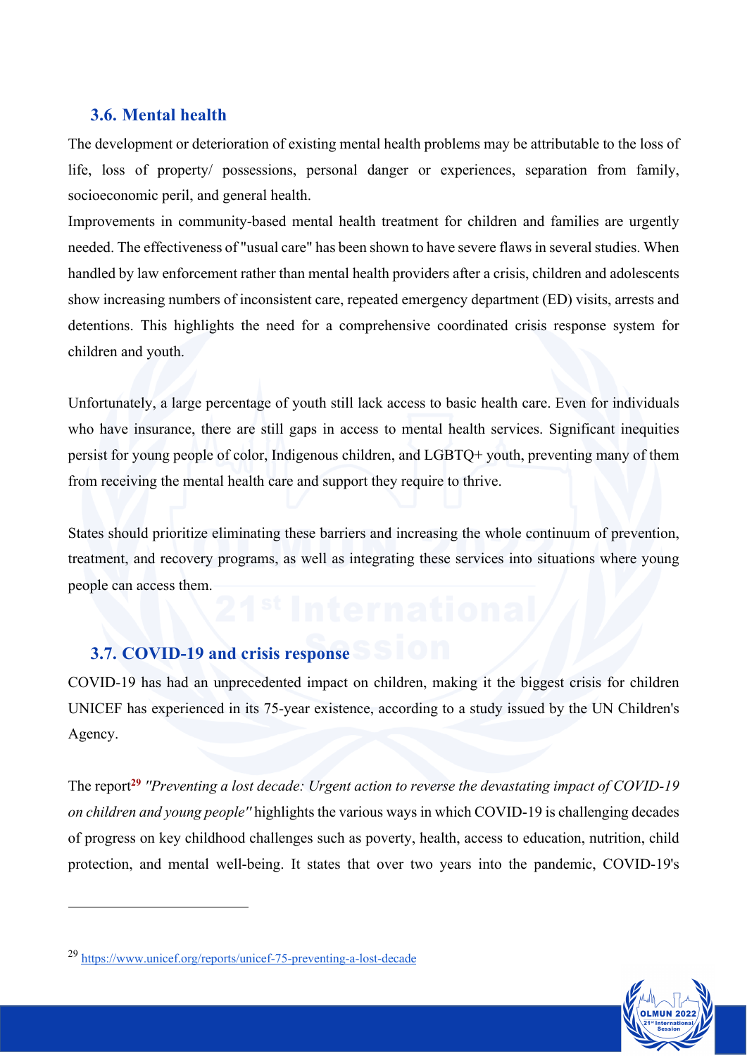### 3.6. Mental health

The development or deterioration of existing mental health problems may be attributable to the loss of life, loss of property/ possessions, personal danger or experiences, separation from family, socioeconomic peril, and general health.

Improvements in community-based mental health treatment for children and families are urgently needed. The effectiveness of "usual care" has been shown to have severe flaws in several studies. When handled by law enforcement rather than mental health providers after a crisis, children and adolescents show increasing numbers of inconsistent care, repeated emergency department (ED) visits, arrests and detentions. This highlights the need for a comprehensive coordinated crisis response system for children and youth.

Unfortunately, a large percentage of youth still lack access to basic health care. Even for individuals who have insurance, there are still gaps in access to mental health services. Significant inequities persist for young people of color, Indigenous children, and LGBTQ+ youth, preventing many of them from receiving the mental health care and support they require to thrive.

States should prioritize eliminating these barriers and increasing the whole continuum of prevention, treatment, and recovery programs, as well as integrating these services into situations where young people can access them.

### 3.7. COVID-19 and crisis response

COVID-19 has had an unprecedented impact on children, making it the biggest crisis for children UNICEF has experienced in its 75-year existence, according to a study issued by the UN Children's Agency.

The report[29] *"Preventing a lost decade: Urgent action to reverse the devastating impact of COVID-19 on children and young people"* highlights the various ways in which COVID-19 is challenging decades of progress on key childhood challenges such as poverty, health, access to education, nutrition, child protection, and mental well-being. It states that over two years into the pandemic, COVID-19's

[29] https://www.unicef.org/reports/unicef-75-preventing-a-lost-decade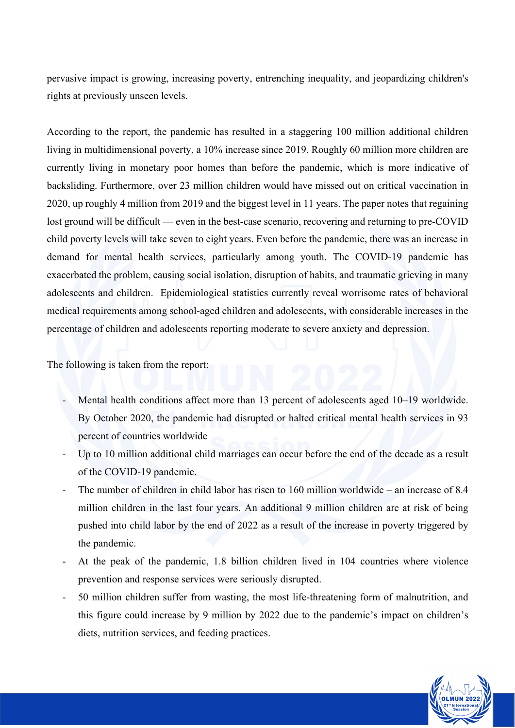pervasive impact is growing, increasing poverty, entrenching inequality, and jeopardizing children's rights at previously unseen levels.

According to the report, the pandemic has resulted in a staggering 100 million additional children living in multidimensional poverty, a 10% increase since 2019. Roughly 60 million more children are currently living in monetary poor homes than before the pandemic, which is more indicative of backsliding. Furthermore, over 23 million children would have missed out on critical vaccination in 2020, up roughly 4 million from 2019 and the biggest level in 11 years. The paper notes that regaining lost ground will be difficult — even in the best-case scenario, recovering and returning to pre-COVID child poverty levels will take seven to eight years. Even before the pandemic, there was an increase in demand for mental health services, particularly among youth. The COVID-19 pandemic has exacerbated the problem, causing social isolation, disruption of habits, and traumatic grieving in many adolescents and children. Epidemiological statistics currently reveal worrisome rates of behavioral medical requirements among school-aged children and adolescents, with considerable increases in the percentage of children and adolescents reporting moderate to severe anxiety and depression.

The following is taken from the report:

- Mental health conditions affect more than 13 percent of adolescents aged 10–19 worldwide. By October 2020, the pandemic had disrupted or halted critical mental health services in 93 percent of countries worldwide
- Up to 10 million additional child marriages can occur before the end of the decade as a result of the COVID-19 pandemic.
- The number of children in child labor has risen to 160 million worldwide – an increase of 8.4 million children in the last four years. An additional 9 million children are at risk of being pushed into child labor by the end of 2022 as a result of the increase in poverty triggered by the pandemic.
- At the peak of the pandemic, 1.8 billion children lived in 104 countries where violence prevention and response services were seriously disrupted.
- 50 million children suffer from wasting, the most life-threatening form of malnutrition, and this figure could increase by 9 million by 2022 due to the pandemic's impact on children's diets, nutrition services, and feeding practices.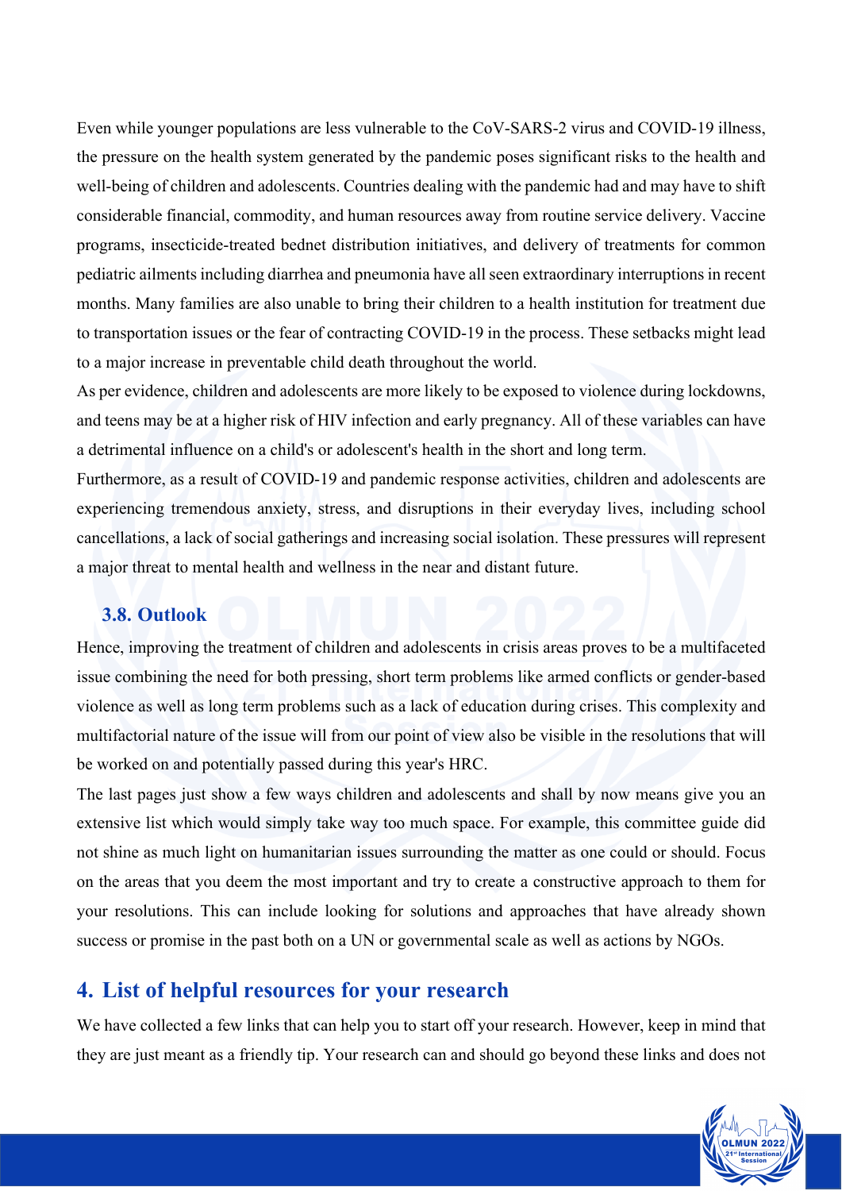Even while younger populations are less vulnerable to the CoV-SARS-2 virus and COVID-19 illness, the pressure on the health system generated by the pandemic poses significant risks to the health and well-being of children and adolescents. Countries dealing with the pandemic had and may have to shift considerable financial, commodity, and human resources away from routine service delivery. Vaccine programs, insecticide-treated bednet distribution initiatives, and delivery of treatments for common pediatric ailments including diarrhea and pneumonia have all seen extraordinary interruptions in recent months. Many families are also unable to bring their children to a health institution for treatment due to transportation issues or the fear of contracting COVID-19 in the process. These setbacks might lead to a major increase in preventable child death throughout the world.

As per evidence, children and adolescents are more likely to be exposed to violence during lockdowns, and teens may be at a higher risk of HIV infection and early pregnancy. All of these variables can have a detrimental influence on a child's or adolescent's health in the short and long term.

Furthermore, as a result of COVID-19 and pandemic response activities, children and adolescents are experiencing tremendous anxiety, stress, and disruptions in their everyday lives, including school cancellations, a lack of social gatherings and increasing social isolation. These pressures will represent a major threat to mental health and wellness in the near and distant future.

### 3.8. Outlook

Hence, improving the treatment of children and adolescents in crisis areas proves to be a multifaceted issue combining the need for both pressing, short term problems like armed conflicts or gender-based violence as well as long term problems such as a lack of education during crises. This complexity and multifactorial nature of the issue will from our point of view also be visible in the resolutions that will be worked on and potentially passed during this year's HRC.

The last pages just show a few ways children and adolescents and shall by now means give you an extensive list which would simply take way too much space. For example, this committee guide did not shine as much light on humanitarian issues surrounding the matter as one could or should. Focus on the areas that you deem the most important and try to create a constructive approach to them for your resolutions. This can include looking for solutions and approaches that have already shown success or promise in the past both on a UN or governmental scale as well as actions by NGOs.

## 4. List of helpful resources for your research

We have collected a few links that can help you to start off your research. However, keep in mind that they are just meant as a friendly tip. Your research can and should go beyond these links and does not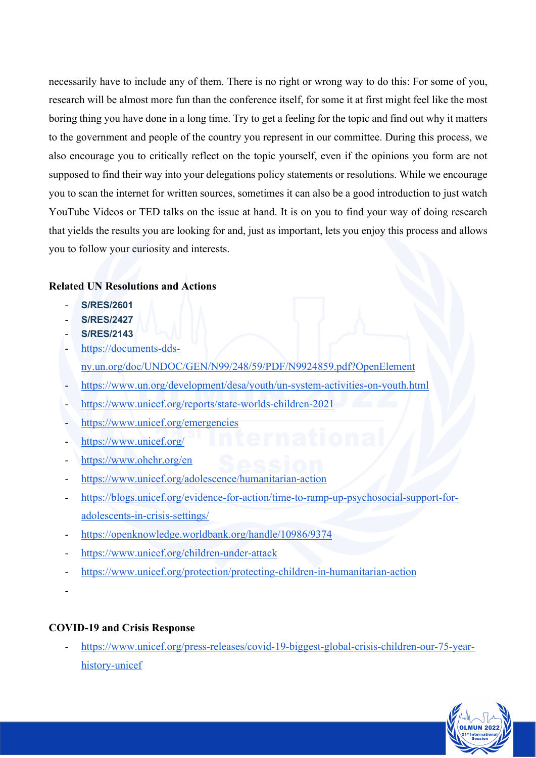necessarily have to include any of them. There is no right or wrong way to do this: For some of you, research will be almost more fun than the conference itself, for some it at first might feel like the most boring thing you have done in a long time. Try to get a feeling for the topic and find out why it matters to the government and people of the country you represent in our committee. During this process, we also encourage you to critically reflect on the topic yourself, even if the opinions you form are not supposed to find their way into your delegations policy statements or resolutions. While we encourage you to scan the internet for written sources, sometimes it can also be a good introduction to just watch YouTube Videos or TED talks on the issue at hand. It is on you to find your way of doing research that yields the results you are looking for and, just as important, lets you enjoy this process and allows you to follow your curiosity and interests.

**Related UN Resolutions and Actions**

- **S/RES/2601**
- **S/RES/2427**
- **S/RES/2143**
- https://documents-dds-ny.un.org/doc/UNDOC/GEN/N99/248/59/PDF/N9924859.pdf?OpenElement
- https://www.un.org/development/desa/youth/un-system-activities-on-youth.html
- https://www.unicef.org/reports/state-worlds-children-2021
- https://www.unicef.org/emergencies
- https://www.unicef.org/
- https://www.ohchr.org/en
- https://www.unicef.org/adolescence/humanitarian-action
- https://blogs.unicef.org/evidence-for-action/time-to-ramp-up-psychosocial-support-for-adolescents-in-crisis-settings/
- https://openknowledge.worldbank.org/handle/10986/9374
- https://www.unicef.org/children-under-attack
- https://www.unicef.org/protection/protecting-children-in-humanitarian-action
-

**COVID-19 and Crisis Response**

- https://www.unicef.org/press-releases/covid-19-biggest-global-crisis-children-our-75-year-history-unicef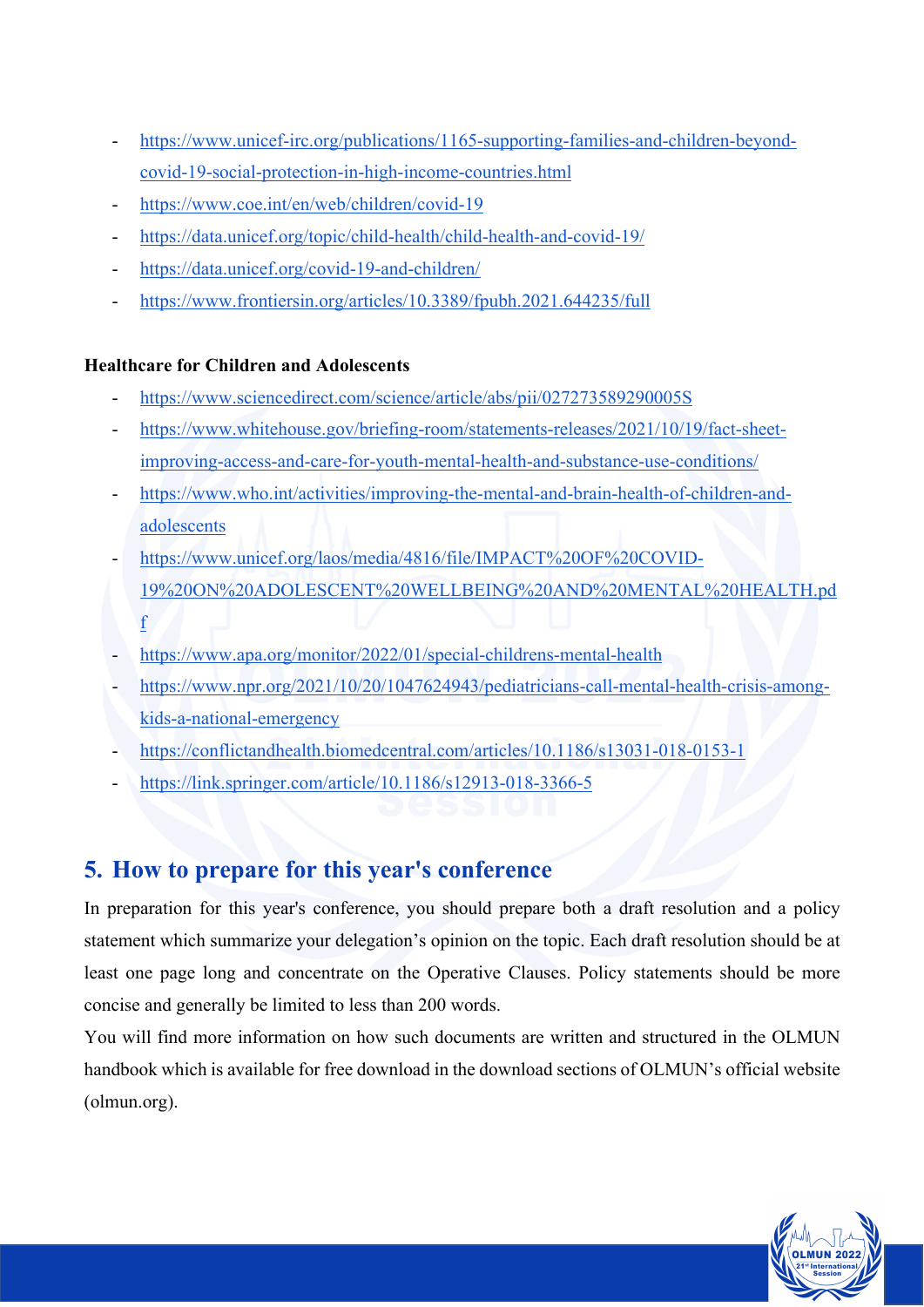- https://www.unicef-irc.org/publications/1165-supporting-families-and-children-beyond-covid-19-social-protection-in-high-income-countries.html
- https://www.coe.int/en/web/children/covid-19
- https://data.unicef.org/topic/child-health/child-health-and-covid-19/
- https://data.unicef.org/covid-19-and-children/
- https://www.frontiersin.org/articles/10.3389/fpubh.2021.644235/full

**Healthcare for Children and Adolescents**

- https://www.sciencedirect.com/science/article/abs/pii/027273589290005S
- https://www.whitehouse.gov/briefing-room/statements-releases/2021/10/19/fact-sheet-improving-access-and-care-for-youth-mental-health-and-substance-use-conditions/
- https://www.who.int/activities/improving-the-mental-and-brain-health-of-children-and-adolescents
- https://www.unicef.org/laos/media/4816/file/IMPACT%20OF%20COVID-19%20ON%20ADOLESCENT%20WELLBEING%20AND%20MENTAL%20HEALTH.pdf
- https://www.apa.org/monitor/2022/01/special-childrens-mental-health
- https://www.npr.org/2021/10/20/1047624943/pediatricians-call-mental-health-crisis-among-kids-a-national-emergency
- https://conflictandhealth.biomedcentral.com/articles/10.1186/s13031-018-0153-1
- https://link.springer.com/article/10.1186/s12913-018-3366-5

## 5. How to prepare for this year's conference

In preparation for this year's conference, you should prepare both a draft resolution and a policy statement which summarize your delegation's opinion on the topic. Each draft resolution should be at least one page long and concentrate on the Operative Clauses. Policy statements should be more concise and generally be limited to less than 200 words.

You will find more information on how such documents are written and structured in the OLMUN handbook which is available for free download in the download sections of OLMUN's official website (olmun.org).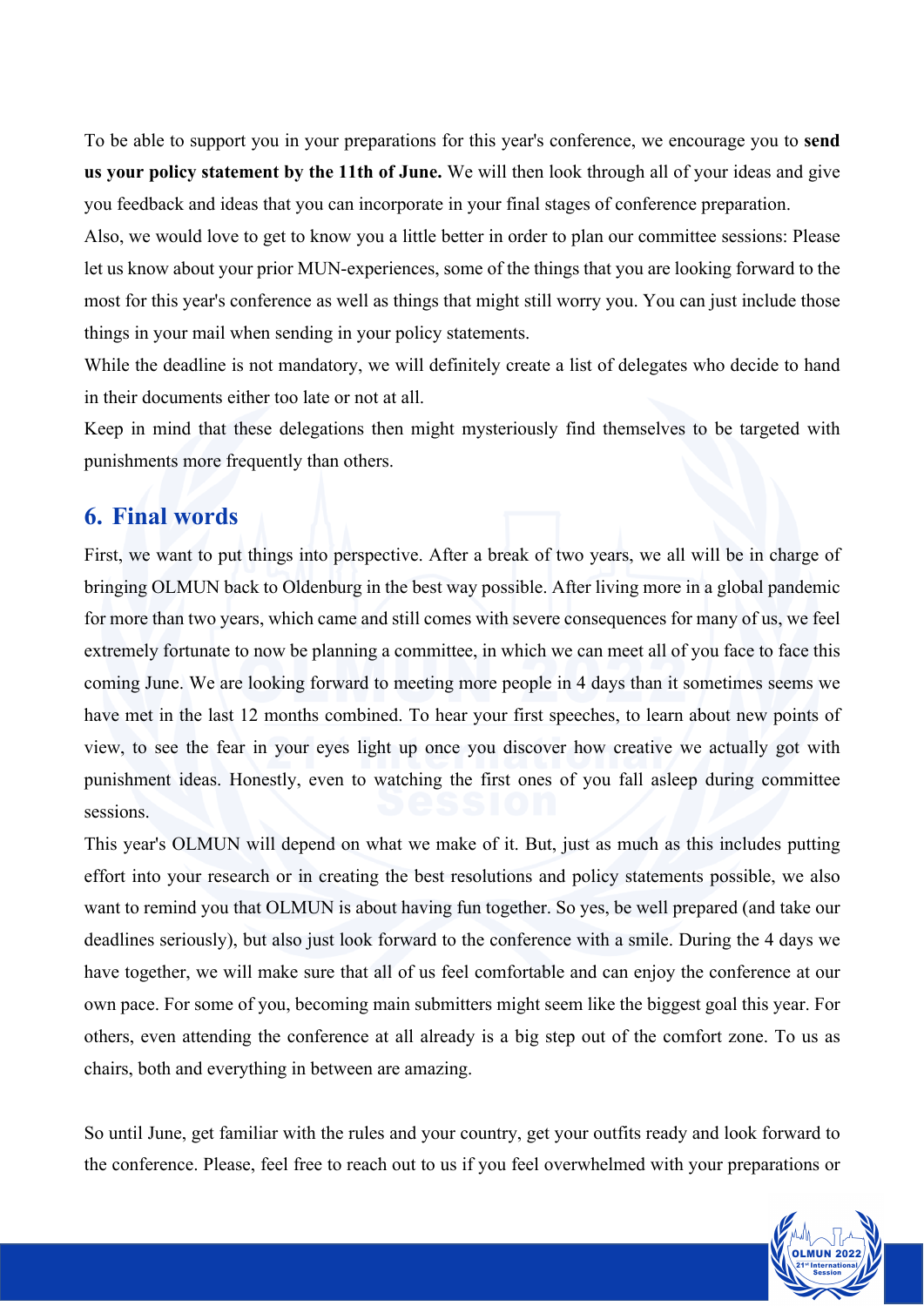To be able to support you in your preparations for this year's conference, we encourage you to **send us your policy statement by the 11th of June.** We will then look through all of your ideas and give you feedback and ideas that you can incorporate in your final stages of conference preparation.

Also, we would love to get to know you a little better in order to plan our committee sessions: Please let us know about your prior MUN-experiences, some of the things that you are looking forward to the most for this year's conference as well as things that might still worry you. You can just include those things in your mail when sending in your policy statements.

While the deadline is not mandatory, we will definitely create a list of delegates who decide to hand in their documents either too late or not at all.

Keep in mind that these delegations then might mysteriously find themselves to be targeted with punishments more frequently than others.

## 6. Final words

First, we want to put things into perspective. After a break of two years, we all will be in charge of bringing OLMUN back to Oldenburg in the best way possible. After living more in a global pandemic for more than two years, which came and still comes with severe consequences for many of us, we feel extremely fortunate to now be planning a committee, in which we can meet all of you face to face this coming June. We are looking forward to meeting more people in 4 days than it sometimes seems we have met in the last 12 months combined. To hear your first speeches, to learn about new points of view, to see the fear in your eyes light up once you discover how creative we actually got with punishment ideas. Honestly, even to watching the first ones of you fall asleep during committee sessions.

This year's OLMUN will depend on what we make of it. But, just as much as this includes putting effort into your research or in creating the best resolutions and policy statements possible, we also want to remind you that OLMUN is about having fun together. So yes, be well prepared (and take our deadlines seriously), but also just look forward to the conference with a smile. During the 4 days we have together, we will make sure that all of us feel comfortable and can enjoy the conference at our own pace. For some of you, becoming main submitters might seem like the biggest goal this year. For others, even attending the conference at all already is a big step out of the comfort zone. To us as chairs, both and everything in between are amazing.

So until June, get familiar with the rules and your country, get your outfits ready and look forward to the conference. Please, feel free to reach out to us if you feel overwhelmed with your preparations or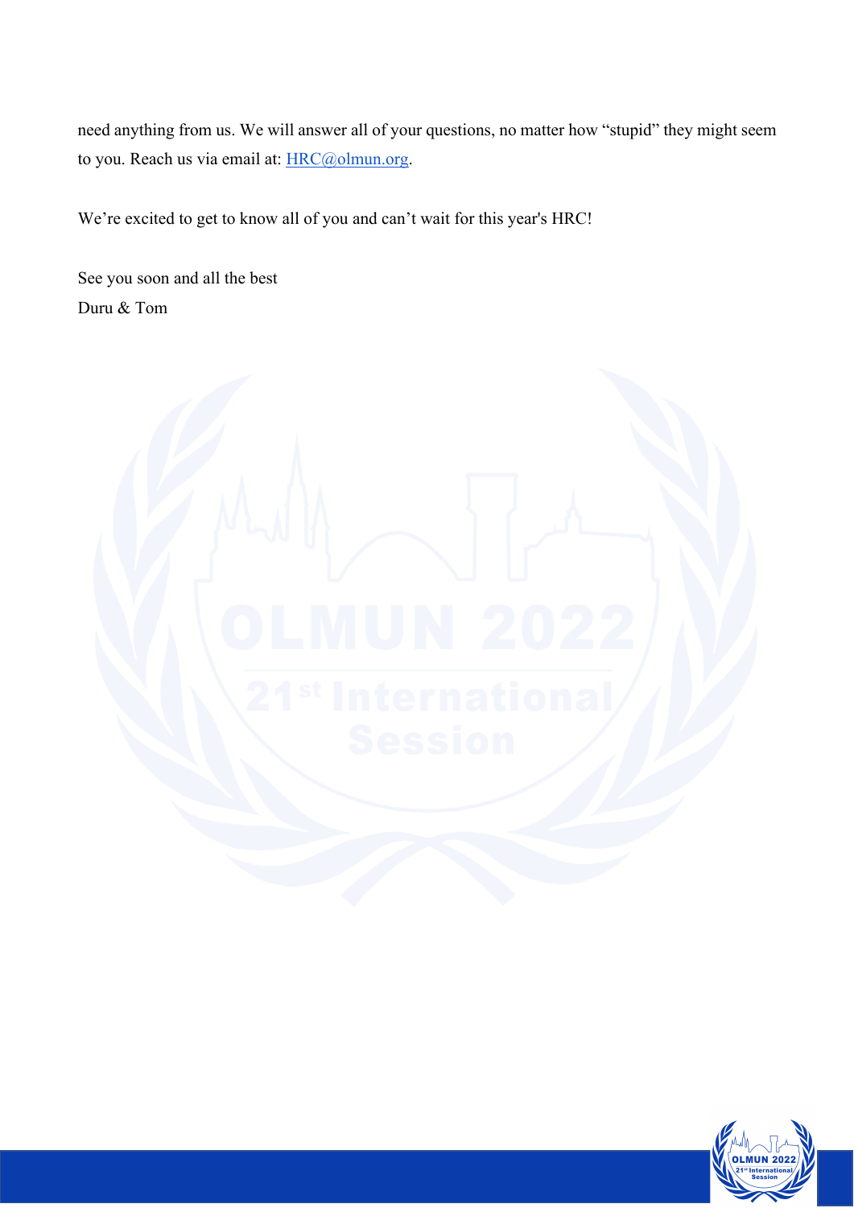need anything from us. We will answer all of your questions, no matter how "stupid" they might seem to you. Reach us via email at: HRC@olmun.org.

We're excited to get to know all of you and can't wait for this year's HRC!

See you soon and all the best
Duru & Tom